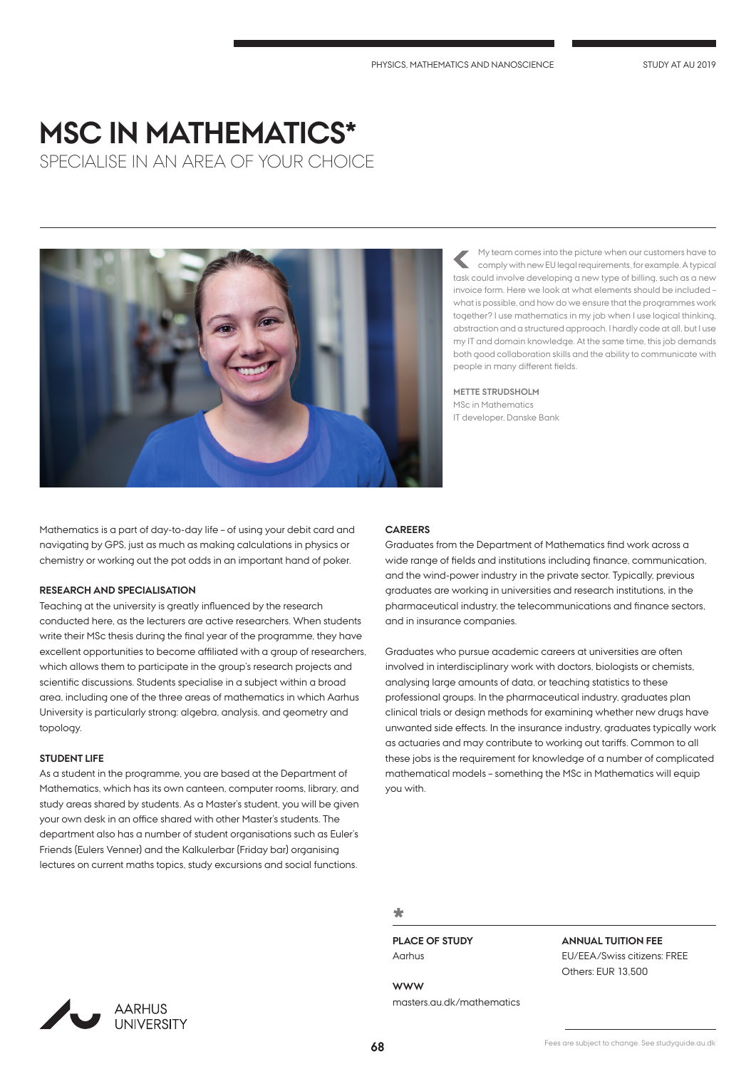# MSC IN MATHEMATICS*

## SPECIALISE IN AN AREA OF YOUR CHOICE

My team comes into the picture when our customers have to comply with new EU legal requirements, for example. A typical task could involve developing a new type of billing, such as a new invoice form. Here we look at what elements should be included – what is possible, and how do we ensure that the programmes work together? I use mathematics in my job when I use logical thinking, abstraction and a structured approach. I hardly code at all, but I use my IT and domain knowledge. At the same time, this job demands both good collaboration skills and the ability to communicate with people in many different fields.

**METTE STRUDSHOLM**
MSc in Mathematics
IT developer, Danske Bank

Mathematics is a part of day-to-day life – of using your debit card and navigating by GPS, just as much as making calculations in physics or chemistry or working out the pot odds in an important hand of poker.

### RESEARCH AND SPECIALISATION

Teaching at the university is greatly influenced by the research conducted here, as the lecturers are active researchers. When students write their MSc thesis during the final year of the programme, they have excellent opportunities to become affiliated with a group of researchers, which allows them to participate in the group's research projects and scientific discussions. Students specialise in a subject within a broad area, including one of the three areas of mathematics in which Aarhus University is particularly strong: algebra, analysis, and geometry and topology.

### STUDENT LIFE

As a student in the programme, you are based at the Department of Mathematics, which has its own canteen, computer rooms, library, and study areas shared by students. As a Master's student, you will be given your own desk in an office shared with other Master's students. The department also has a number of student organisations such as Euler's Friends (Eulers Venner) and the Kalkulerbar (Friday bar) organising lectures on current maths topics, study excursions and social functions.

### CAREERS

Graduates from the Department of Mathematics find work across a wide range of fields and institutions including finance, communication, and the wind-power industry in the private sector. Typically, previous graduates are working in universities and research institutions, in the pharmaceutical industry, the telecommunications and finance sectors, and in insurance companies.

Graduates who pursue academic careers at universities are often involved in interdisciplinary work with doctors, biologists or chemists, analysing large amounts of data, or teaching statistics to these professional groups. In the pharmaceutical industry, graduates plan clinical trials or design methods for examining whether new drugs have unwanted side effects. In the insurance industry, graduates typically work as actuaries and may contribute to working out tariffs. Common to all these jobs is the requirement for knowledge of a number of complicated mathematical models – something the MSc in Mathematics will equip you with.

*

**PLACE OF STUDY**
Aarhus

**WWW**
masters.au.dk/mathematics

**ANNUAL TUITION FEE**
EU/EEA/Swiss citizens: FREE
Others: EUR 13,500

Fees are subject to change. See studyguide.au.dk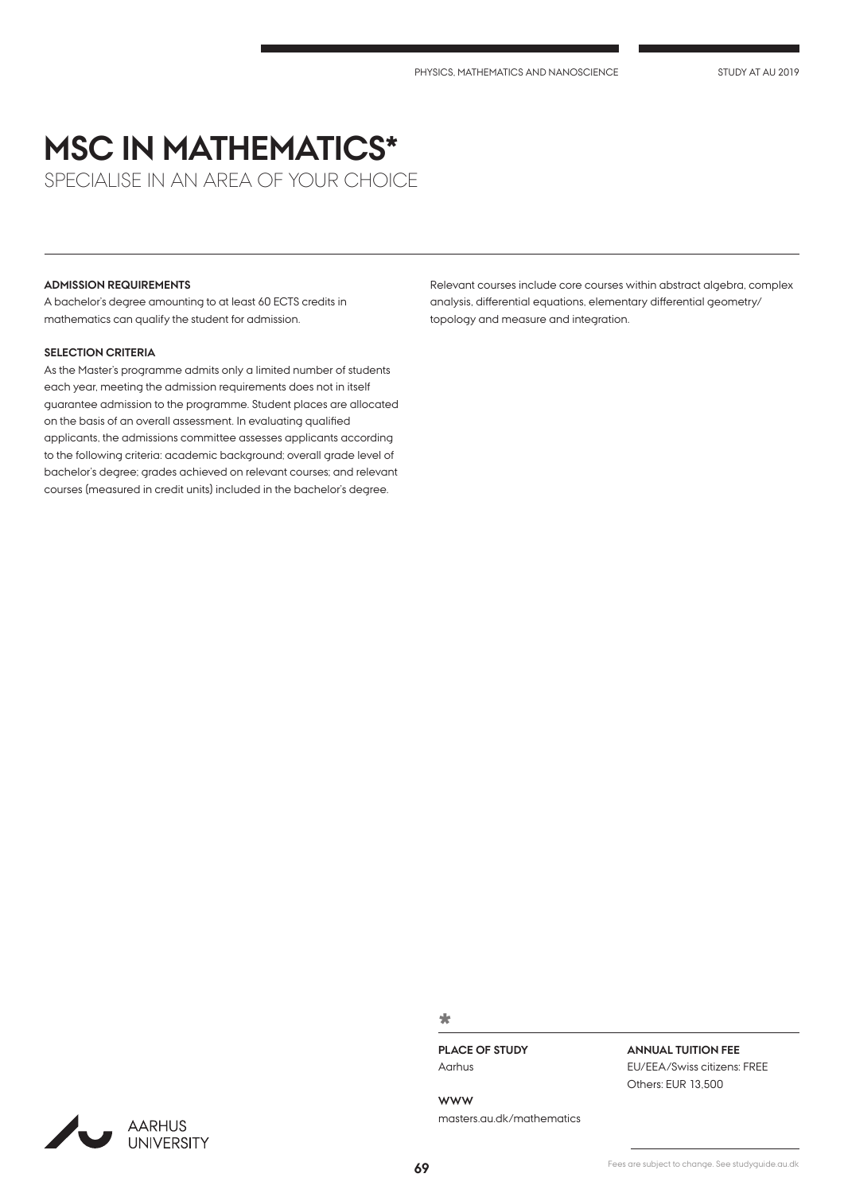# MSC IN MATHEMATICS*

SPECIALISE IN AN AREA OF YOUR CHOICE

**ADMISSION REQUIREMENTS**

A bachelor's degree amounting to at least 60 ECTS credits in mathematics can qualify the student for admission.

**SELECTION CRITERIA**

As the Master's programme admits only a limited number of students each year, meeting the admission requirements does not in itself guarantee admission to the programme. Student places are allocated on the basis of an overall assessment. In evaluating qualified applicants, the admissions committee assesses applicants according to the following criteria: academic background; overall grade level of bachelor's degree; grades achieved on relevant courses; and relevant courses (measured in credit units) included in the bachelor's degree.

Relevant courses include core courses within abstract algebra, complex analysis, differential equations, elementary differential geometry/ topology and measure and integration.

*

**PLACE OF STUDY**
Aarhus

**WWW**
masters.au.dk/mathematics

**ANNUAL TUITION FEE**
EU/EEA/Swiss citizens: FREE
Others: EUR 13,500

Fees are subject to change. See studyguide.au.dk